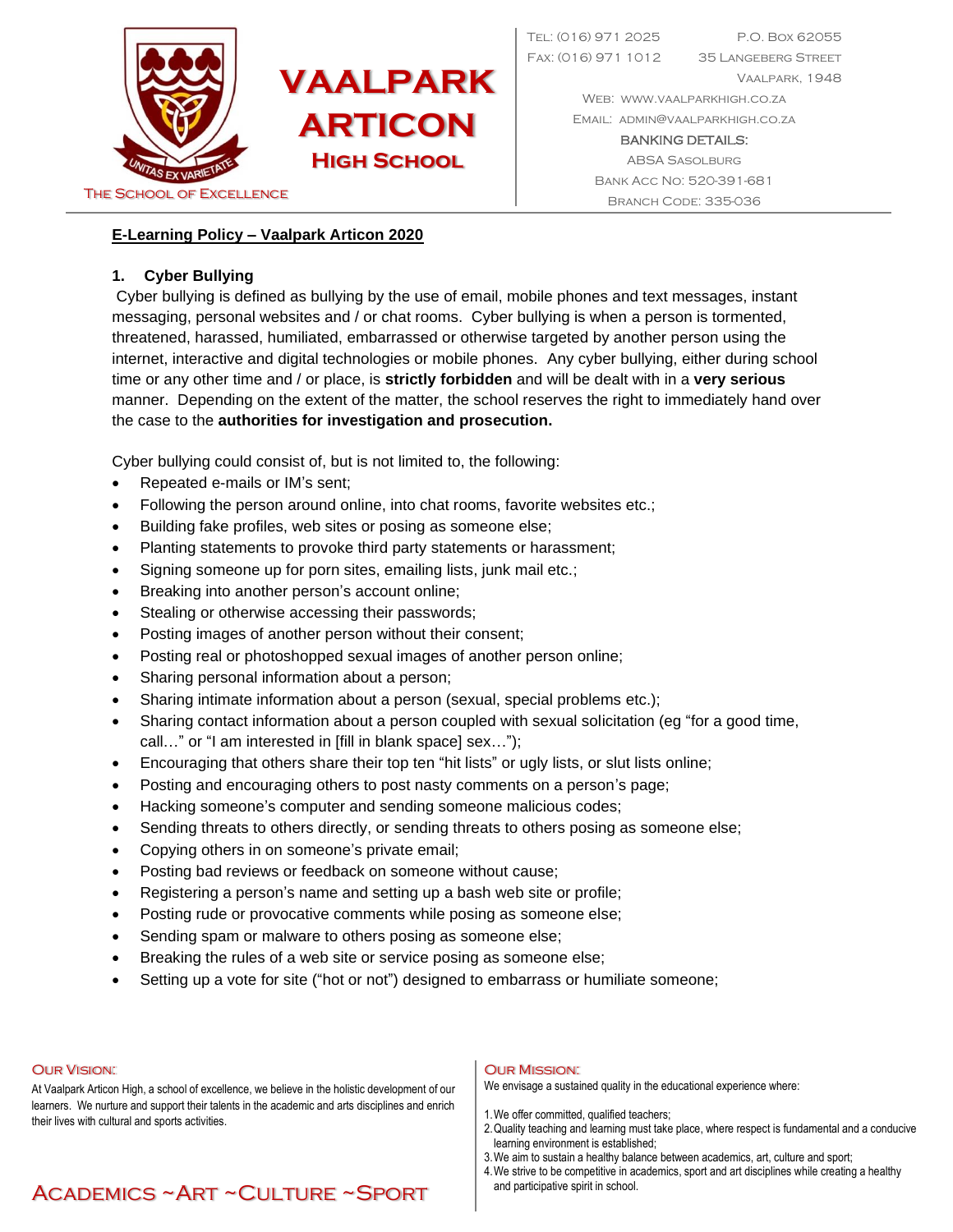# VAALPARK ARTICON HIGH SCHOOL

The School of Excellence

Tel: (016) 971 2025
Fax: (016) 971 1012
P.O. Box 62055
35 Langeberg Street
Vaalpark, 1948
Web: www.vaalparkhigh.co.za
Email: admin@vaalparkhigh.co.za
Banking Details:
ABSA Sasolburg
Bank Acc No: 520-391-681
Branch Code: 335-036

## E-Learning Policy – Vaalpark Articon 2020

### 1. Cyber Bullying

Cyber bullying is defined as bullying by the use of email, mobile phones and text messages, instant messaging, personal websites and / or chat rooms. Cyber bullying is when a person is tormented, threatened, harassed, humiliated, embarrassed or otherwise targeted by another person using the internet, interactive and digital technologies or mobile phones. Any cyber bullying, either during school time or any other time and / or place, is **strictly forbidden** and will be dealt with in a **very serious** manner. Depending on the extent of the matter, the school reserves the right to immediately hand over the case to the **authorities for investigation and prosecution.**

Cyber bullying could consist of, but is not limited to, the following:

- Repeated e-mails or IM's sent;
- Following the person around online, into chat rooms, favorite websites etc.;
- Building fake profiles, web sites or posing as someone else;
- Planting statements to provoke third party statements or harassment;
- Signing someone up for porn sites, emailing lists, junk mail etc.;
- Breaking into another person's account online;
- Stealing or otherwise accessing their passwords;
- Posting images of another person without their consent;
- Posting real or photoshopped sexual images of another person online;
- Sharing personal information about a person;
- Sharing intimate information about a person (sexual, special problems etc.);
- Sharing contact information about a person coupled with sexual solicitation (eg "for a good time, call…" or "I am interested in [fill in blank space] sex…");
- Encouraging that others share their top ten "hit lists" or ugly lists, or slut lists online;
- Posting and encouraging others to post nasty comments on a person's page;
- Hacking someone's computer and sending someone malicious codes;
- Sending threats to others directly, or sending threats to others posing as someone else;
- Copying others in on someone's private email;
- Posting bad reviews or feedback on someone without cause;
- Registering a person's name and setting up a bash web site or profile;
- Posting rude or provocative comments while posing as someone else;
- Sending spam or malware to others posing as someone else;
- Breaking the rules of a web site or service posing as someone else;
- Setting up a vote for site ("hot or not") designed to embarrass or humiliate someone;

**Our Vision:**

At Vaalpark Articon High, a school of excellence, we believe in the holistic development of our learners. We nurture and support their talents in the academic and arts disciplines and enrich their lives with cultural and sports activities.

**Our Mission:**

We envisage a sustained quality in the educational experience where:

1. We offer committed, qualified teachers;
2. Quality teaching and learning must take place, where respect is fundamental and a conducive learning environment is established;
3. We aim to sustain a healthy balance between academics, art, culture and sport;
4. We strive to be competitive in academics, sport and art disciplines while creating a healthy and participative spirit in school.

Academics ~Art ~Culture ~Sport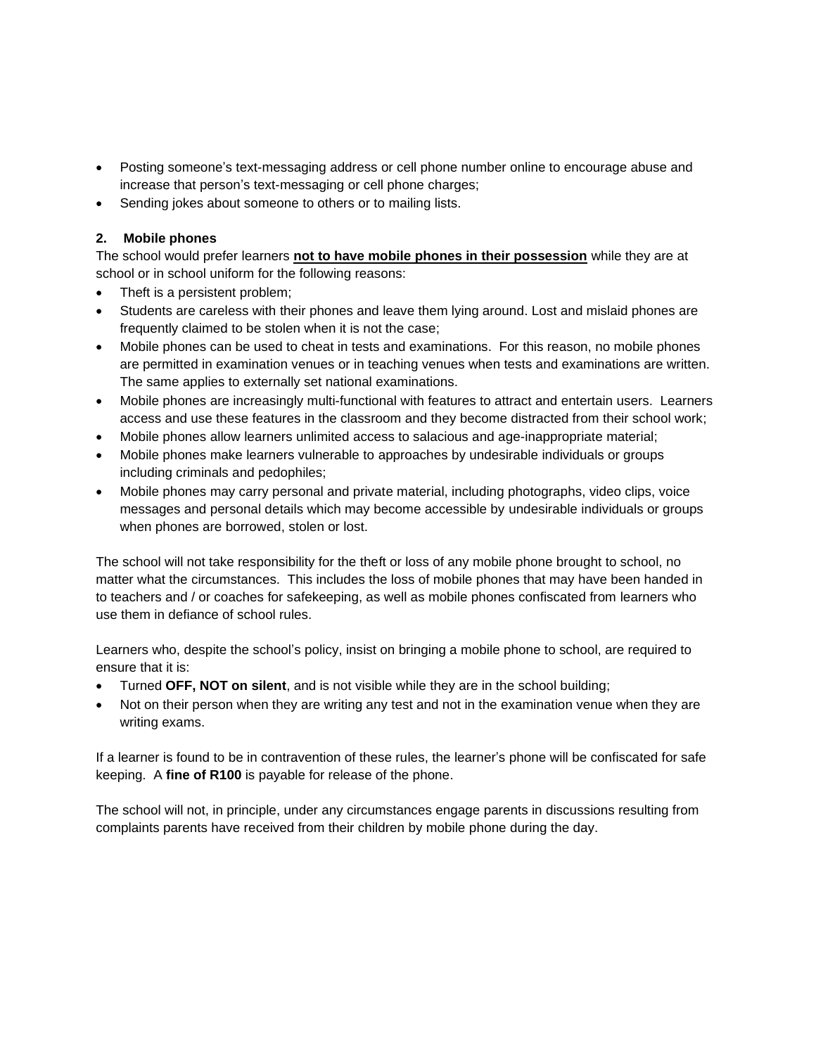- Posting someone's text-messaging address or cell phone number online to encourage abuse and increase that person's text-messaging or cell phone charges;
- Sending jokes about someone to others or to mailing lists.

## 2. Mobile phones

The school would prefer learners **not to have mobile phones in their possession** while they are at school or in school uniform for the following reasons:

- Theft is a persistent problem;
- Students are careless with their phones and leave them lying around. Lost and mislaid phones are frequently claimed to be stolen when it is not the case;
- Mobile phones can be used to cheat in tests and examinations. For this reason, no mobile phones are permitted in examination venues or in teaching venues when tests and examinations are written. The same applies to externally set national examinations.
- Mobile phones are increasingly multi-functional with features to attract and entertain users. Learners access and use these features in the classroom and they become distracted from their school work;
- Mobile phones allow learners unlimited access to salacious and age-inappropriate material;
- Mobile phones make learners vulnerable to approaches by undesirable individuals or groups including criminals and pedophiles;
- Mobile phones may carry personal and private material, including photographs, video clips, voice messages and personal details which may become accessible by undesirable individuals or groups when phones are borrowed, stolen or lost.

The school will not take responsibility for the theft or loss of any mobile phone brought to school, no matter what the circumstances. This includes the loss of mobile phones that may have been handed in to teachers and / or coaches for safekeeping, as well as mobile phones confiscated from learners who use them in defiance of school rules.

Learners who, despite the school's policy, insist on bringing a mobile phone to school, are required to ensure that it is:

- Turned **OFF, NOT on silent**, and is not visible while they are in the school building;
- Not on their person when they are writing any test and not in the examination venue when they are writing exams.

If a learner is found to be in contravention of these rules, the learner's phone will be confiscated for safe keeping. A **fine of R100** is payable for release of the phone.

The school will not, in principle, under any circumstances engage parents in discussions resulting from complaints parents have received from their children by mobile phone during the day.